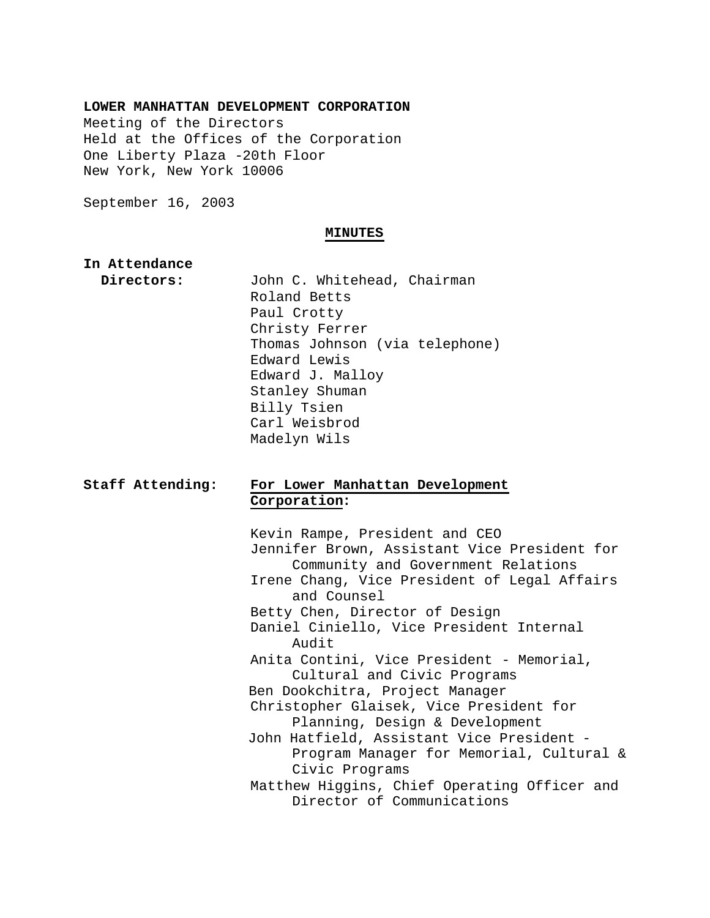**LOWER MANHATTAN DEVELOPMENT CORPORATION**
Meeting of the Directors
Held at the Offices of the Corporation
One Liberty Plaza -20th Floor
New York, New York 10006

September 16, 2003

**MINUTES**

**In Attendance**

**Directors:**

John C. Whitehead, Chairman
Roland Betts
Paul Crotty
Christy Ferrer
Thomas Johnson (via telephone)
Edward Lewis
Edward J. Malloy
Stanley Shuman
Billy Tsien
Carl Weisbrod
Madelyn Wils

**Staff Attending:** **For Lower Manhattan Development Corporation:**

Kevin Rampe, President and CEO
Jennifer Brown, Assistant Vice President for Community and Government Relations
Irene Chang, Vice President of Legal Affairs and Counsel
Betty Chen, Director of Design
Daniel Ciniello, Vice President Internal Audit
Anita Contini, Vice President - Memorial, Cultural and Civic Programs
Ben Dookchitra, Project Manager
Christopher Glaisek, Vice President for Planning, Design & Development
John Hatfield, Assistant Vice President - Program Manager for Memorial, Cultural & Civic Programs
Matthew Higgins, Chief Operating Officer and Director of Communications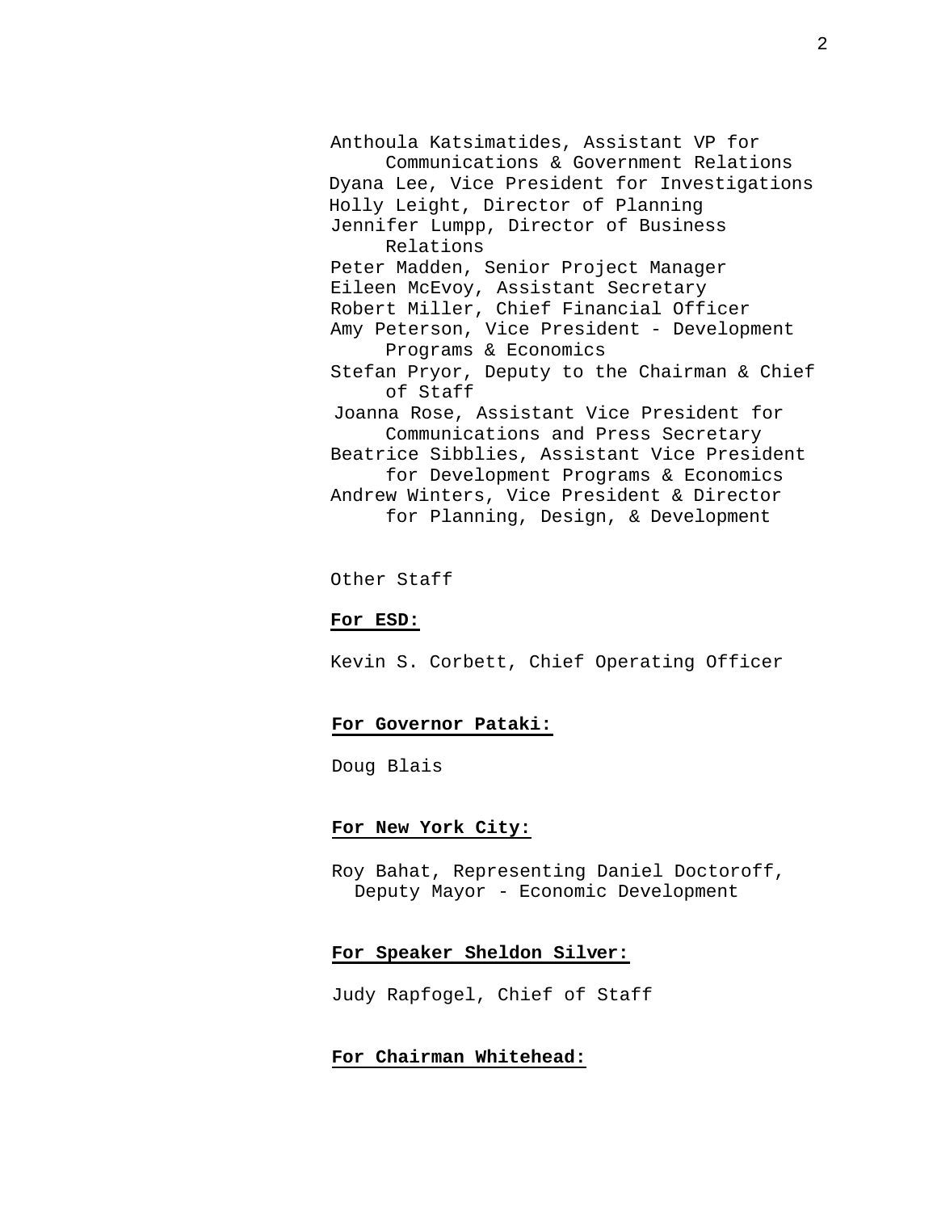Anthoula Katsimatides, Assistant VP for Communications & Government Relations
Dyana Lee, Vice President for Investigations
Holly Leight, Director of Planning
Jennifer Lumpp, Director of Business Relations
Peter Madden, Senior Project Manager
Eileen McEvoy, Assistant Secretary
Robert Miller, Chief Financial Officer
Amy Peterson, Vice President - Development Programs & Economics
Stefan Pryor, Deputy to the Chairman & Chief of Staff
Joanna Rose, Assistant Vice President for Communications and Press Secretary
Beatrice Sibblies, Assistant Vice President for Development Programs & Economics
Andrew Winters, Vice President & Director for Planning, Design, & Development

Other Staff

**For ESD:**

Kevin S. Corbett, Chief Operating Officer

**For Governor Pataki:**

Doug Blais

**For New York City:**

Roy Bahat, Representing Daniel Doctoroff, Deputy Mayor - Economic Development

**For Speaker Sheldon Silver:**

Judy Rapfogel, Chief of Staff

**For Chairman Whitehead:**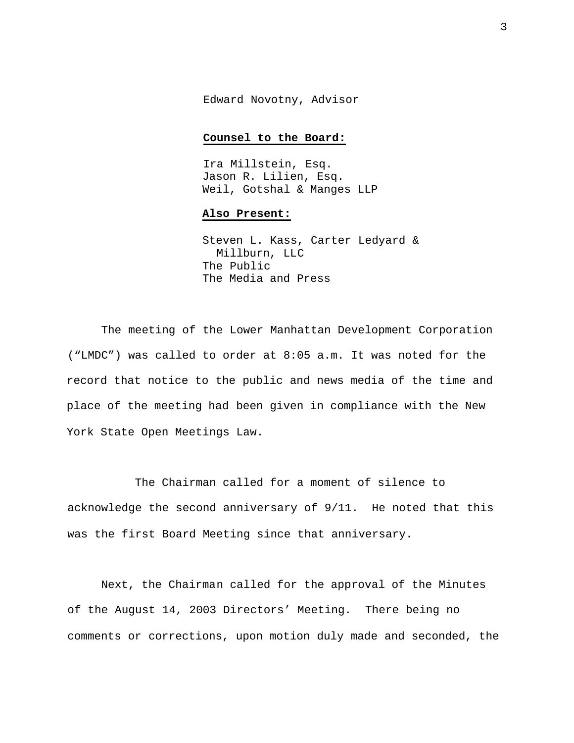Edward Novotny, Advisor

**Counsel to the Board:**

Ira Millstein, Esq.
Jason R. Lilien, Esq.
Weil, Gotshal & Manges LLP

**Also Present:**

Steven L. Kass, Carter Ledyard & Millburn, LLC
The Public
The Media and Press

The meeting of the Lower Manhattan Development Corporation ("LMDC") was called to order at 8:05 a.m. It was noted for the record that notice to the public and news media of the time and place of the meeting had been given in compliance with the New York State Open Meetings Law.

The Chairman called for a moment of silence to acknowledge the second anniversary of 9/11. He noted that this was the first Board Meeting since that anniversary.

Next, the Chairman called for the approval of the Minutes of the August 14, 2003 Directors' Meeting. There being no comments or corrections, upon motion duly made and seconded, the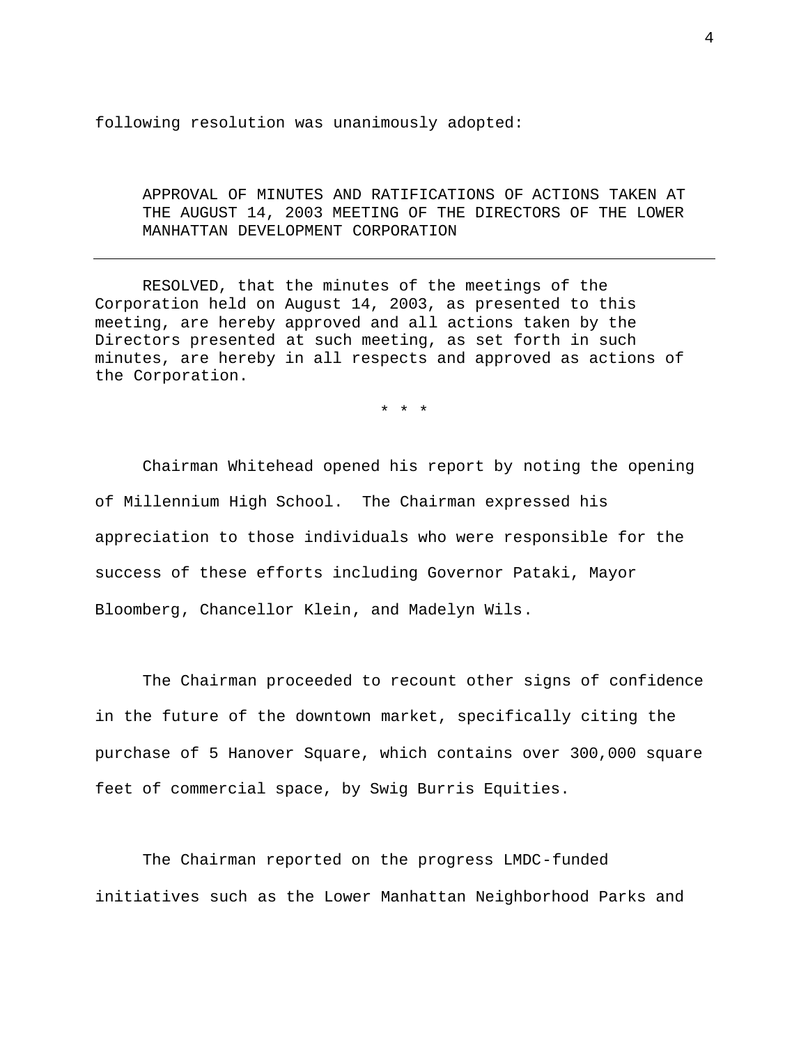following resolution was unanimously adopted:

APPROVAL OF MINUTES AND RATIFICATIONS OF ACTIONS TAKEN AT THE AUGUST 14, 2003 MEETING OF THE DIRECTORS OF THE LOWER MANHATTAN DEVELOPMENT CORPORATION

---

RESOLVED, that the minutes of the meetings of the Corporation held on August 14, 2003, as presented to this meeting, are hereby approved and all actions taken by the Directors presented at such meeting, as set forth in such minutes, are hereby in all respects and approved as actions of the Corporation.

\* \* \*

Chairman Whitehead opened his report by noting the opening of Millennium High School. The Chairman expressed his appreciation to those individuals who were responsible for the success of these efforts including Governor Pataki, Mayor Bloomberg, Chancellor Klein, and Madelyn Wils.

The Chairman proceeded to recount other signs of confidence in the future of the downtown market, specifically citing the purchase of 5 Hanover Square, which contains over 300,000 square feet of commercial space, by Swig Burris Equities.

The Chairman reported on the progress LMDC-funded initiatives such as the Lower Manhattan Neighborhood Parks and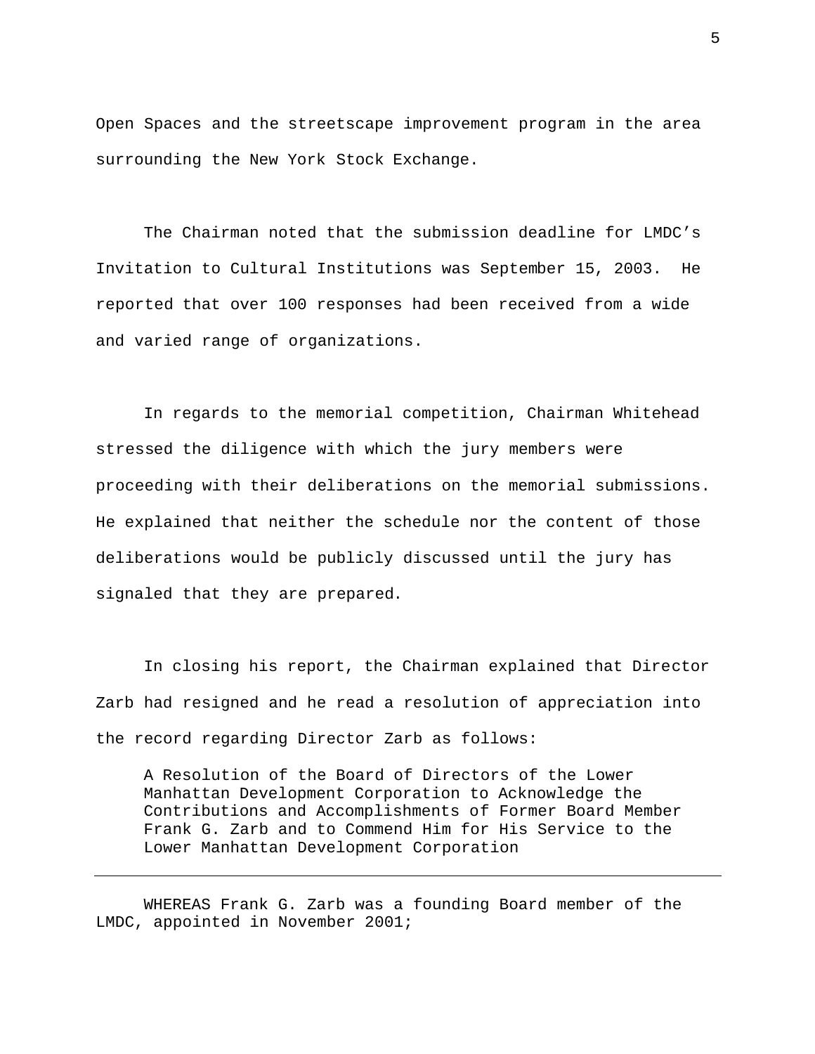Open Spaces and the streetscape improvement program in the area surrounding the New York Stock Exchange.

The Chairman noted that the submission deadline for LMDC’s Invitation to Cultural Institutions was September 15, 2003. He reported that over 100 responses had been received from a wide and varied range of organizations.

In regards to the memorial competition, Chairman Whitehead stressed the diligence with which the jury members were proceeding with their deliberations on the memorial submissions. He explained that neither the schedule nor the content of those deliberations would be publicly discussed until the jury has signaled that they are prepared.

In closing his report, the Chairman explained that Director Zarb had resigned and he read a resolution of appreciation into the record regarding Director Zarb as follows:

> A Resolution of the Board of Directors of the Lower Manhattan Development Corporation to Acknowledge the Contributions and Accomplishments of Former Board Member Frank G. Zarb and to Commend Him for His Service to the Lower Manhattan Development Corporation

---

WHEREAS Frank G. Zarb was a founding Board member of the LMDC, appointed in November 2001;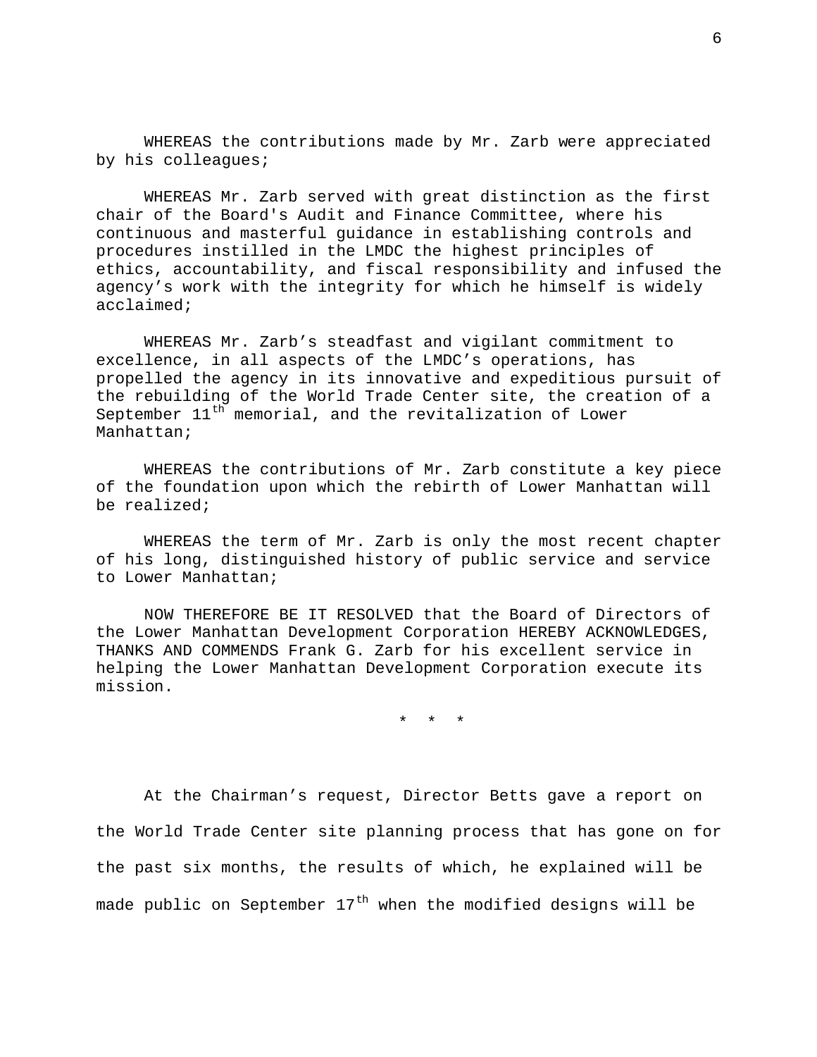WHEREAS the contributions made by Mr. Zarb were appreciated by his colleagues;

WHEREAS Mr. Zarb served with great distinction as the first chair of the Board's Audit and Finance Committee, where his continuous and masterful guidance in establishing controls and procedures instilled in the LMDC the highest principles of ethics, accountability, and fiscal responsibility and infused the agency's work with the integrity for which he himself is widely acclaimed;

WHEREAS Mr. Zarb's steadfast and vigilant commitment to excellence, in all aspects of the LMDC's operations, has propelled the agency in its innovative and expeditious pursuit of the rebuilding of the World Trade Center site, the creation of a September 11th memorial, and the revitalization of Lower Manhattan;

WHEREAS the contributions of Mr. Zarb constitute a key piece of the foundation upon which the rebirth of Lower Manhattan will be realized;

WHEREAS the term of Mr. Zarb is only the most recent chapter of his long, distinguished history of public service and service to Lower Manhattan;

NOW THEREFORE BE IT RESOLVED that the Board of Directors of the Lower Manhattan Development Corporation HEREBY ACKNOWLEDGES, THANKS AND COMMENDS Frank G. Zarb for his excellent service in helping the Lower Manhattan Development Corporation execute its mission.

\* \* \*

At the Chairman's request, Director Betts gave a report on the World Trade Center site planning process that has gone on for the past six months, the results of which, he explained will be made public on September 17th when the modified designs will be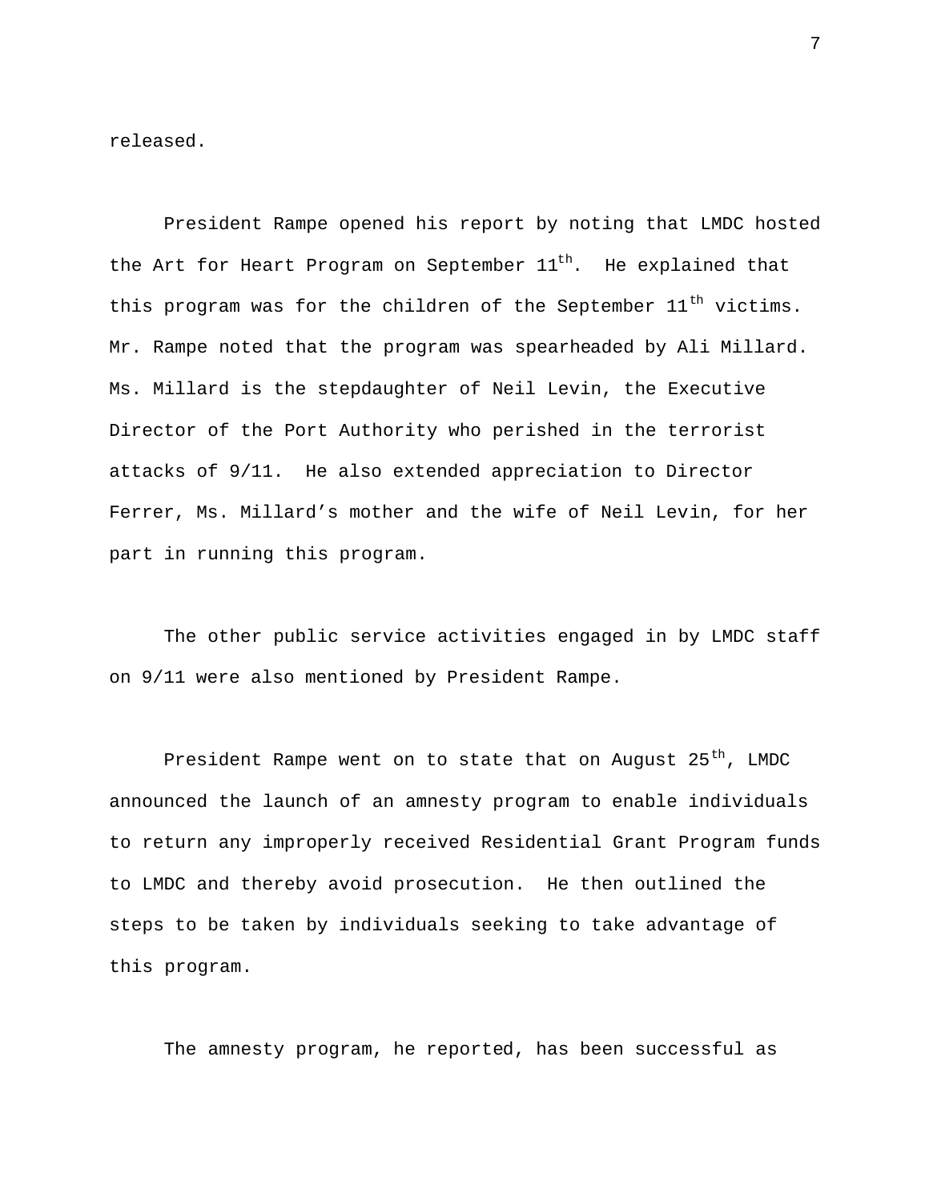released.

President Rampe opened his report by noting that LMDC hosted the Art for Heart Program on September 11th. He explained that this program was for the children of the September 11th victims. Mr. Rampe noted that the program was spearheaded by Ali Millard. Ms. Millard is the stepdaughter of Neil Levin, the Executive Director of the Port Authority who perished in the terrorist attacks of 9/11. He also extended appreciation to Director Ferrer, Ms. Millard's mother and the wife of Neil Levin, for her part in running this program.

The other public service activities engaged in by LMDC staff on 9/11 were also mentioned by President Rampe.

President Rampe went on to state that on August 25th, LMDC announced the launch of an amnesty program to enable individuals to return any improperly received Residential Grant Program funds to LMDC and thereby avoid prosecution. He then outlined the steps to be taken by individuals seeking to take advantage of this program.

The amnesty program, he reported, has been successful as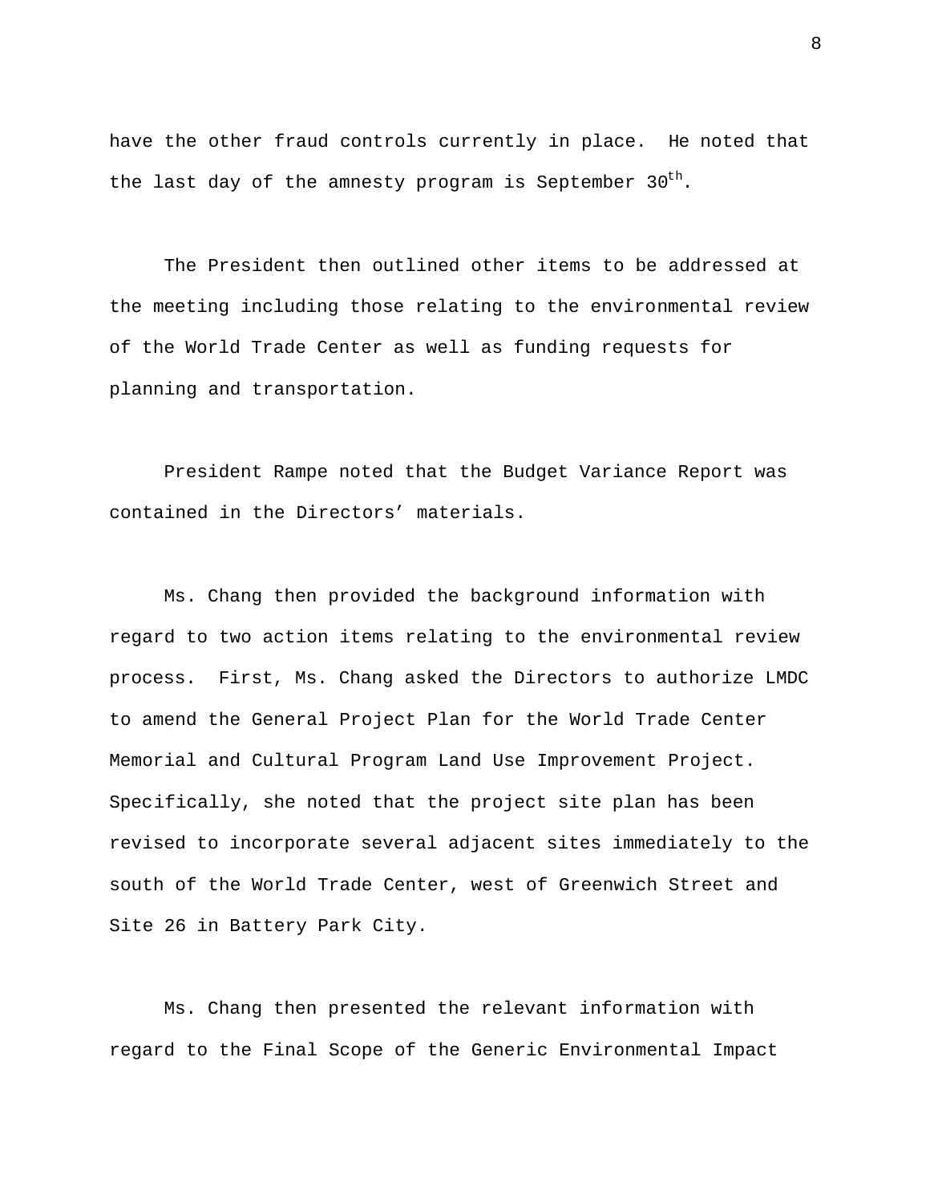have the other fraud controls currently in place. He noted that the last day of the amnesty program is September 30th.

The President then outlined other items to be addressed at the meeting including those relating to the environmental review of the World Trade Center as well as funding requests for planning and transportation.

President Rampe noted that the Budget Variance Report was contained in the Directors' materials.

Ms. Chang then provided the background information with regard to two action items relating to the environmental review process. First, Ms. Chang asked the Directors to authorize LMDC to amend the General Project Plan for the World Trade Center Memorial and Cultural Program Land Use Improvement Project. Specifically, she noted that the project site plan has been revised to incorporate several adjacent sites immediately to the south of the World Trade Center, west of Greenwich Street and Site 26 in Battery Park City.

Ms. Chang then presented the relevant information with regard to the Final Scope of the Generic Environmental Impact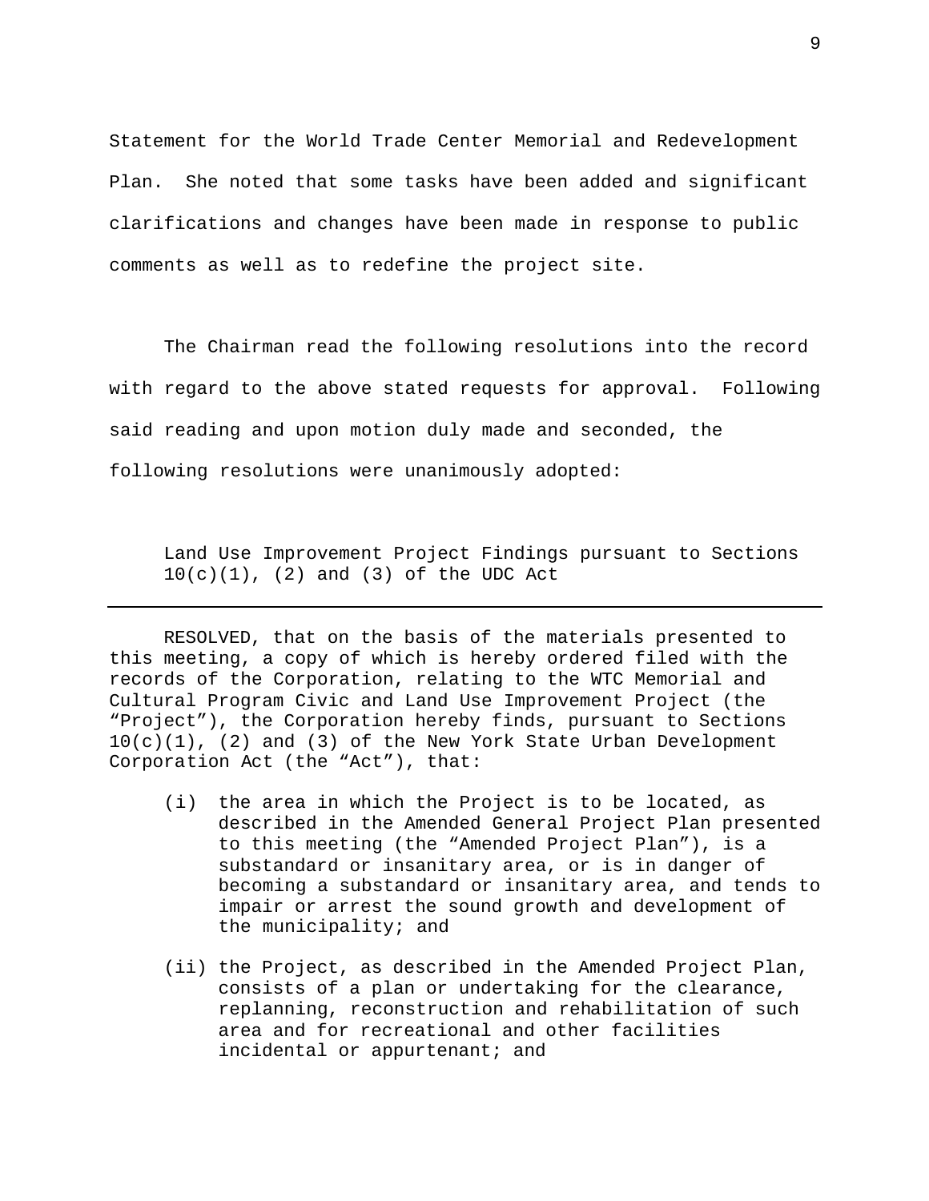Statement for the World Trade Center Memorial and Redevelopment Plan. She noted that some tasks have been added and significant clarifications and changes have been made in response to public comments as well as to redefine the project site.

The Chairman read the following resolutions into the record with regard to the above stated requests for approval. Following said reading and upon motion duly made and seconded, the following resolutions were unanimously adopted:

Land Use Improvement Project Findings pursuant to Sections 10(c)(1), (2) and (3) of the UDC Act

---

RESOLVED, that on the basis of the materials presented to this meeting, a copy of which is hereby ordered filed with the records of the Corporation, relating to the WTC Memorial and Cultural Program Civic and Land Use Improvement Project (the "Project"), the Corporation hereby finds, pursuant to Sections 10(c)(1), (2) and (3) of the New York State Urban Development Corporation Act (the "Act"), that:

(i) the area in which the Project is to be located, as described in the Amended General Project Plan presented to this meeting (the "Amended Project Plan"), is a substandard or insanitary area, or is in danger of becoming a substandard or insanitary area, and tends to impair or arrest the sound growth and development of the municipality; and

(ii) the Project, as described in the Amended Project Plan, consists of a plan or undertaking for the clearance, replanning, reconstruction and rehabilitation of such area and for recreational and other facilities incidental or appurtenant; and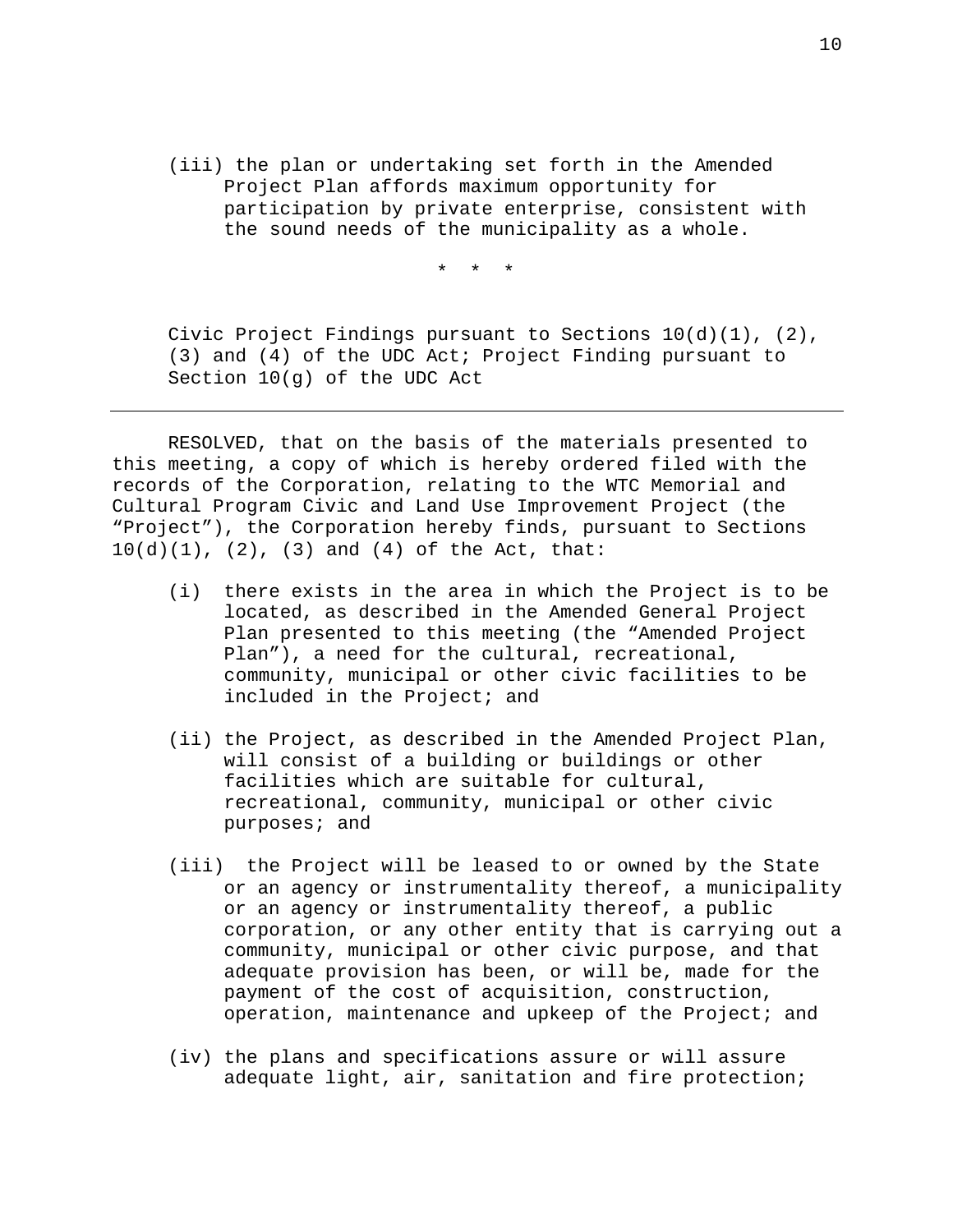(iii) the plan or undertaking set forth in the Amended Project Plan affords maximum opportunity for participation by private enterprise, consistent with the sound needs of the municipality as a whole.

\* \* \*

Civic Project Findings pursuant to Sections 10(d)(1), (2), (3) and (4) of the UDC Act; Project Finding pursuant to Section 10(g) of the UDC Act

---

RESOLVED, that on the basis of the materials presented to this meeting, a copy of which is hereby ordered filed with the records of the Corporation, relating to the WTC Memorial and Cultural Program Civic and Land Use Improvement Project (the "Project"), the Corporation hereby finds, pursuant to Sections 10(d)(1), (2), (3) and (4) of the Act, that:

(i) there exists in the area in which the Project is to be located, as described in the Amended General Project Plan presented to this meeting (the "Amended Project Plan"), a need for the cultural, recreational, community, municipal or other civic facilities to be included in the Project; and

(ii) the Project, as described in the Amended Project Plan, will consist of a building or buildings or other facilities which are suitable for cultural, recreational, community, municipal or other civic purposes; and

(iii) the Project will be leased to or owned by the State or an agency or instrumentality thereof, a municipality or an agency or instrumentality thereof, a public corporation, or any other entity that is carrying out a community, municipal or other civic purpose, and that adequate provision has been, or will be, made for the payment of the cost of acquisition, construction, operation, maintenance and upkeep of the Project; and

(iv) the plans and specifications assure or will assure adequate light, air, sanitation and fire protection;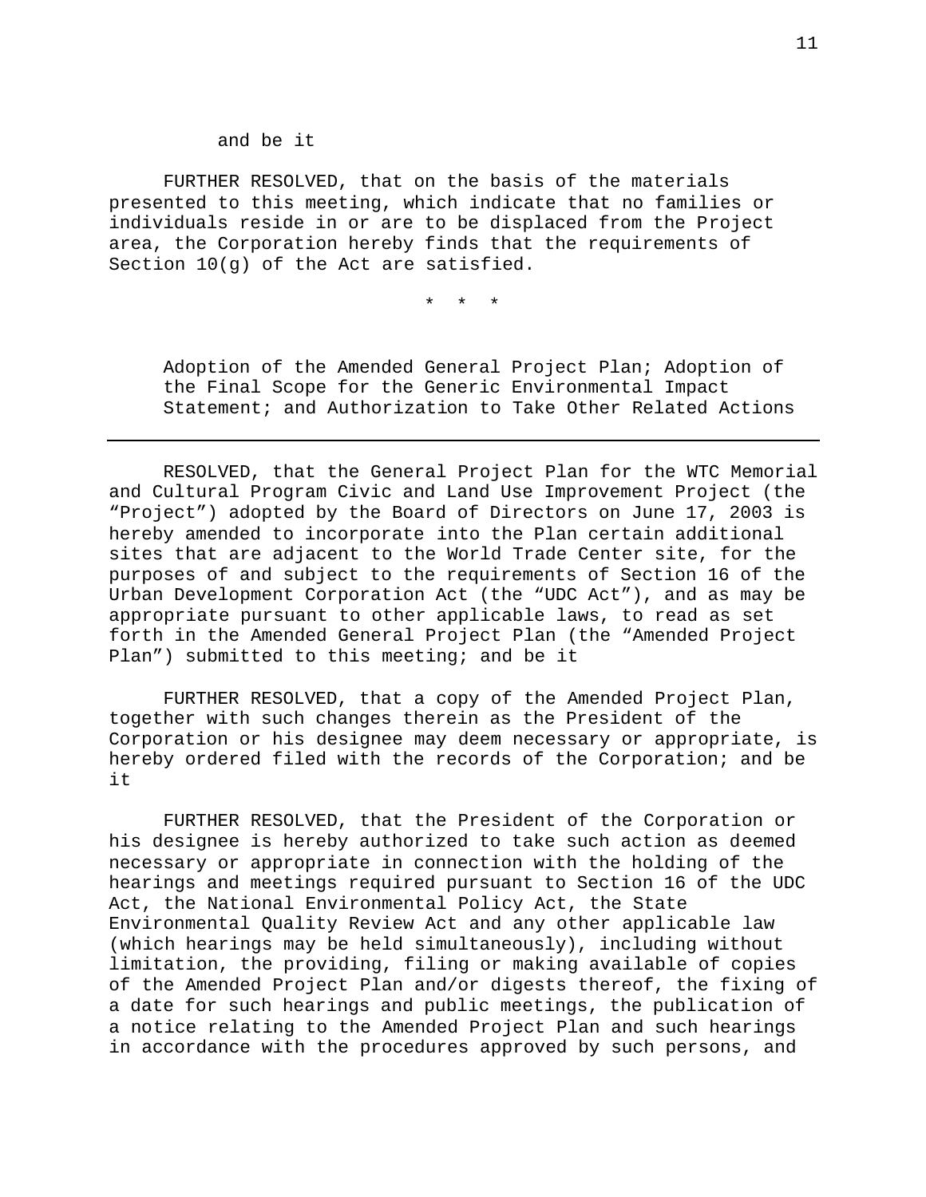and be it

FURTHER RESOLVED, that on the basis of the materials presented to this meeting, which indicate that no families or individuals reside in or are to be displaced from the Project area, the Corporation hereby finds that the requirements of Section 10(g) of the Act are satisfied.

\* \* \*

Adoption of the Amended General Project Plan; Adoption of the Final Scope for the Generic Environmental Impact Statement; and Authorization to Take Other Related Actions

---

RESOLVED, that the General Project Plan for the WTC Memorial and Cultural Program Civic and Land Use Improvement Project (the "Project") adopted by the Board of Directors on June 17, 2003 is hereby amended to incorporate into the Plan certain additional sites that are adjacent to the World Trade Center site, for the purposes of and subject to the requirements of Section 16 of the Urban Development Corporation Act (the "UDC Act"), and as may be appropriate pursuant to other applicable laws, to read as set forth in the Amended General Project Plan (the "Amended Project Plan") submitted to this meeting; and be it

FURTHER RESOLVED, that a copy of the Amended Project Plan, together with such changes therein as the President of the Corporation or his designee may deem necessary or appropriate, is hereby ordered filed with the records of the Corporation; and be it

FURTHER RESOLVED, that the President of the Corporation or his designee is hereby authorized to take such action as deemed necessary or appropriate in connection with the holding of the hearings and meetings required pursuant to Section 16 of the UDC Act, the National Environmental Policy Act, the State Environmental Quality Review Act and any other applicable law (which hearings may be held simultaneously), including without limitation, the providing, filing or making available of copies of the Amended Project Plan and/or digests thereof, the fixing of a date for such hearings and public meetings, the publication of a notice relating to the Amended Project Plan and such hearings in accordance with the procedures approved by such persons, and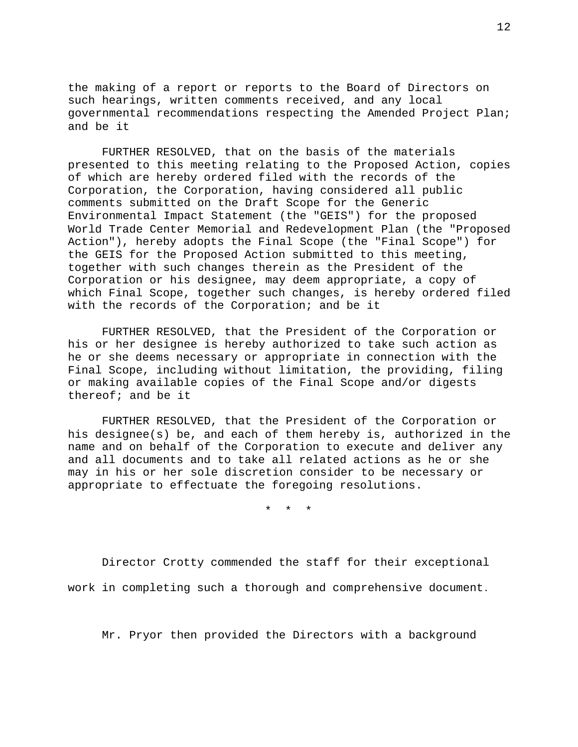the making of a report or reports to the Board of Directors on such hearings, written comments received, and any local governmental recommendations respecting the Amended Project Plan; and be it

FURTHER RESOLVED, that on the basis of the materials presented to this meeting relating to the Proposed Action, copies of which are hereby ordered filed with the records of the Corporation, the Corporation, having considered all public comments submitted on the Draft Scope for the Generic Environmental Impact Statement (the "GEIS") for the proposed World Trade Center Memorial and Redevelopment Plan (the "Proposed Action"), hereby adopts the Final Scope (the "Final Scope") for the GEIS for the Proposed Action submitted to this meeting, together with such changes therein as the President of the Corporation or his designee, may deem appropriate, a copy of which Final Scope, together such changes, is hereby ordered filed with the records of the Corporation; and be it

FURTHER RESOLVED, that the President of the Corporation or his or her designee is hereby authorized to take such action as he or she deems necessary or appropriate in connection with the Final Scope, including without limitation, the providing, filing or making available copies of the Final Scope and/or digests thereof; and be it

FURTHER RESOLVED, that the President of the Corporation or his designee(s) be, and each of them hereby is, authorized in the name and on behalf of the Corporation to execute and deliver any and all documents and to take all related actions as he or she may in his or her sole discretion consider to be necessary or appropriate to effectuate the foregoing resolutions.

\* \* \*

Director Crotty commended the staff for their exceptional work in completing such a thorough and comprehensive document.

Mr. Pryor then provided the Directors with a background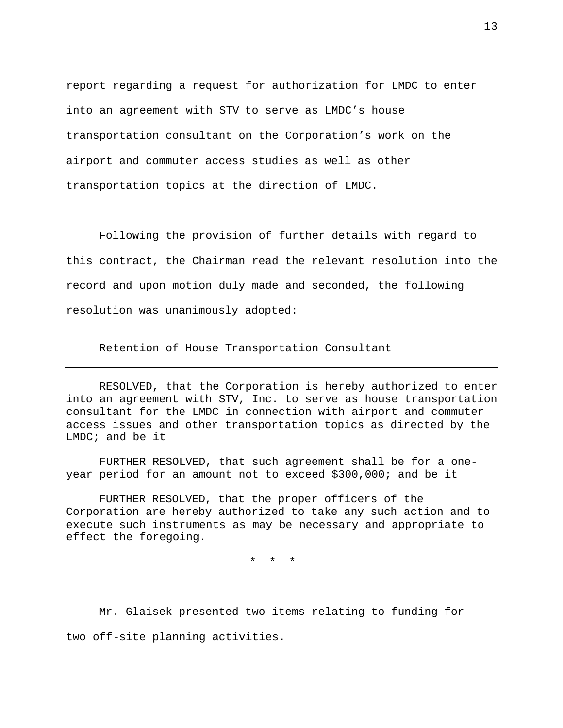report regarding a request for authorization for LMDC to enter into an agreement with STV to serve as LMDC's house transportation consultant on the Corporation's work on the airport and commuter access studies as well as other transportation topics at the direction of LMDC.

Following the provision of further details with regard to this contract, the Chairman read the relevant resolution into the record and upon motion duly made and seconded, the following resolution was unanimously adopted:

Retention of House Transportation Consultant

---

RESOLVED, that the Corporation is hereby authorized to enter into an agreement with STV, Inc. to serve as house transportation consultant for the LMDC in connection with airport and commuter access issues and other transportation topics as directed by the LMDC; and be it

FURTHER RESOLVED, that such agreement shall be for a one-year period for an amount not to exceed $300,000; and be it

FURTHER RESOLVED, that the proper officers of the Corporation are hereby authorized to take any such action and to execute such instruments as may be necessary and appropriate to effect the foregoing.

\* \* \*

Mr. Glaisek presented two items relating to funding for two off-site planning activities.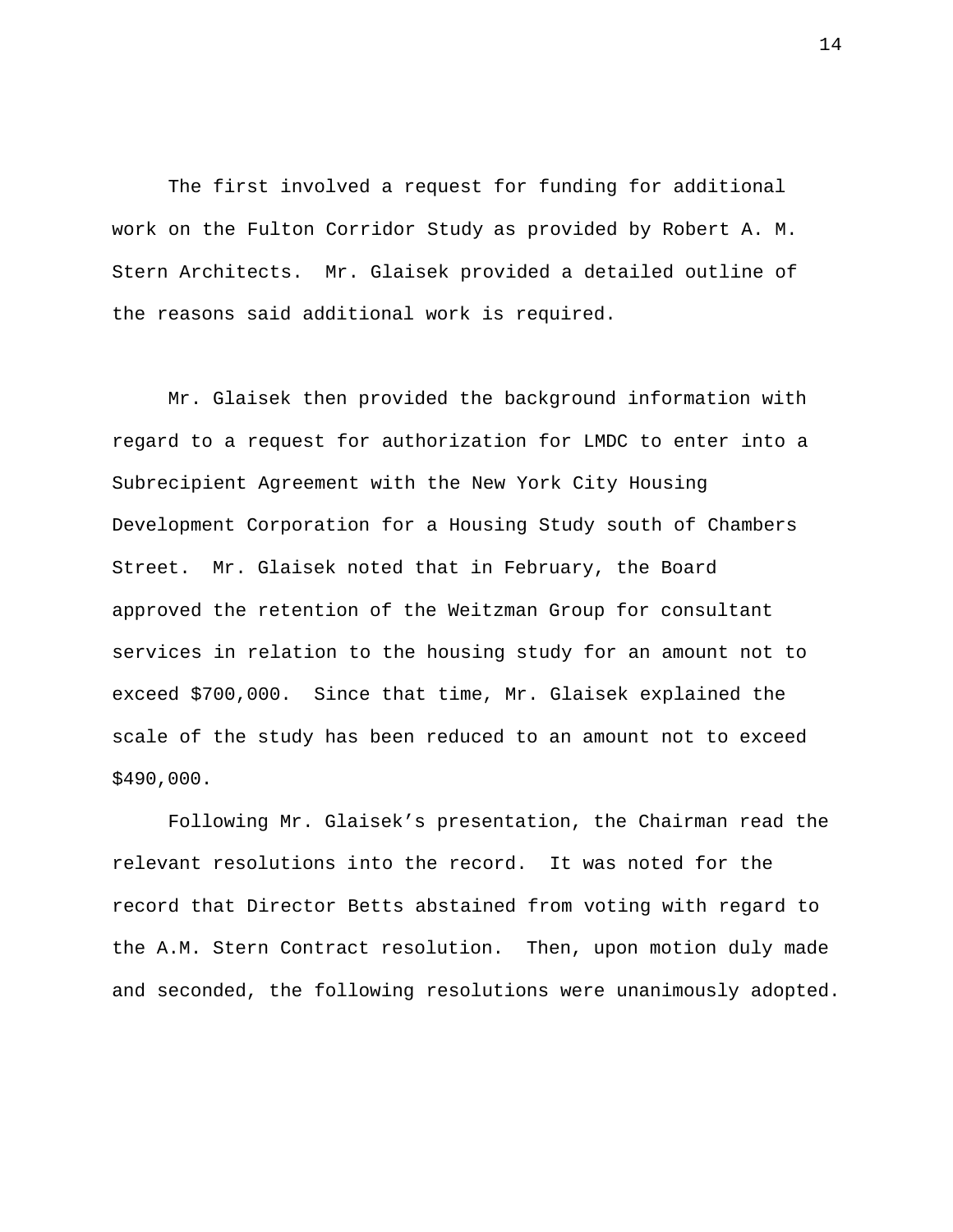The first involved a request for funding for additional work on the Fulton Corridor Study as provided by Robert A. M. Stern Architects. Mr. Glaisek provided a detailed outline of the reasons said additional work is required.

Mr. Glaisek then provided the background information with regard to a request for authorization for LMDC to enter into a Subrecipient Agreement with the New York City Housing Development Corporation for a Housing Study south of Chambers Street. Mr. Glaisek noted that in February, the Board approved the retention of the Weitzman Group for consultant services in relation to the housing study for an amount not to exceed $700,000. Since that time, Mr. Glaisek explained the scale of the study has been reduced to an amount not to exceed $490,000.

Following Mr. Glaisek's presentation, the Chairman read the relevant resolutions into the record. It was noted for the record that Director Betts abstained from voting with regard to the A.M. Stern Contract resolution. Then, upon motion duly made and seconded, the following resolutions were unanimously adopted.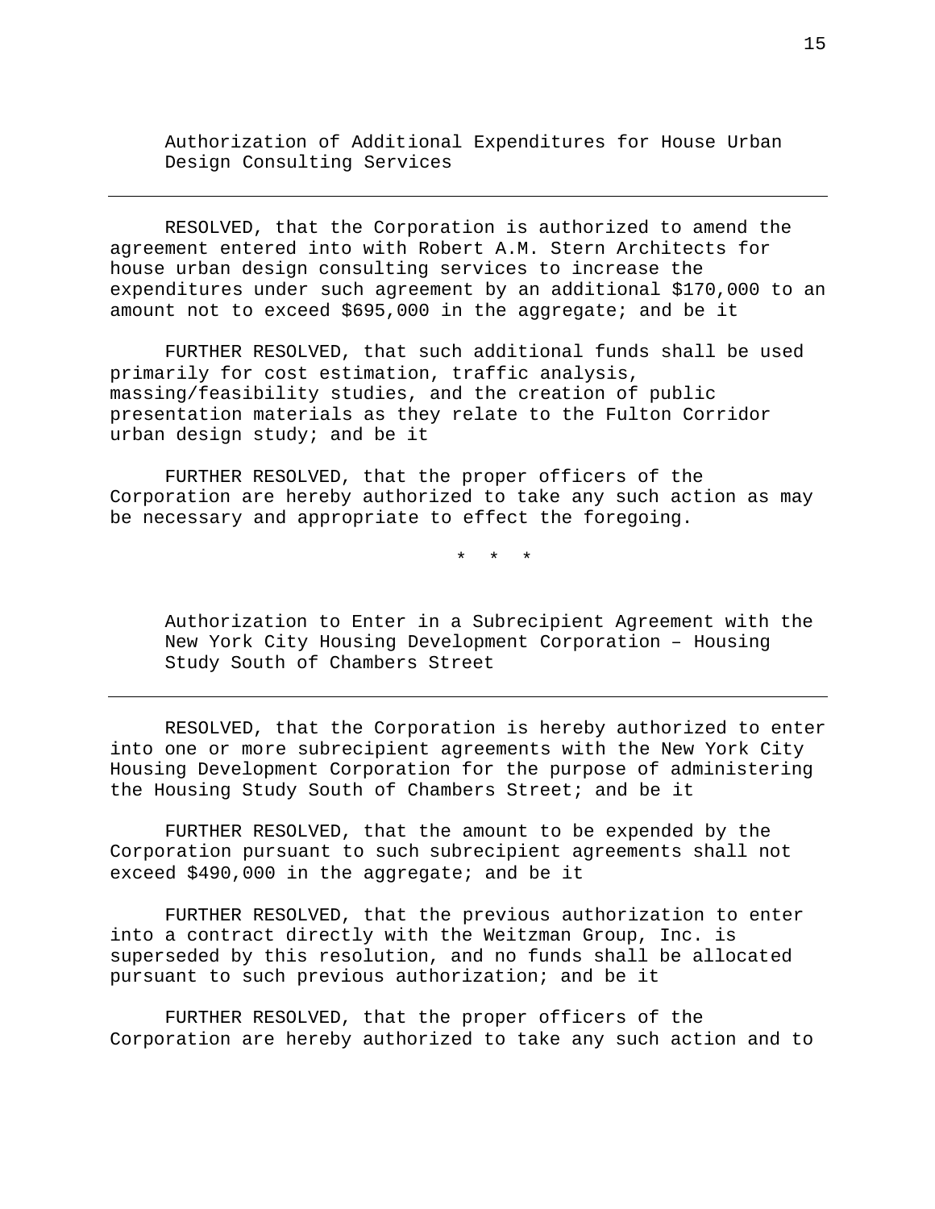### Authorization of Additional Expenditures for House Urban Design Consulting Services

---

RESOLVED, that the Corporation is authorized to amend the agreement entered into with Robert A.M. Stern Architects for house urban design consulting services to increase the expenditures under such agreement by an additional $170,000 to an amount not to exceed $695,000 in the aggregate; and be it

FURTHER RESOLVED, that such additional funds shall be used primarily for cost estimation, traffic analysis, massing/feasibility studies, and the creation of public presentation materials as they relate to the Fulton Corridor urban design study; and be it

FURTHER RESOLVED, that the proper officers of the Corporation are hereby authorized to take any such action as may be necessary and appropriate to effect the foregoing.

\* \* \*

### Authorization to Enter in a Subrecipient Agreement with the New York City Housing Development Corporation – Housing Study South of Chambers Street

---

RESOLVED, that the Corporation is hereby authorized to enter into one or more subrecipient agreements with the New York City Housing Development Corporation for the purpose of administering the Housing Study South of Chambers Street; and be it

FURTHER RESOLVED, that the amount to be expended by the Corporation pursuant to such subrecipient agreements shall not exceed $490,000 in the aggregate; and be it

FURTHER RESOLVED, that the previous authorization to enter into a contract directly with the Weitzman Group, Inc. is superseded by this resolution, and no funds shall be allocated pursuant to such previous authorization; and be it

FURTHER RESOLVED, that the proper officers of the Corporation are hereby authorized to take any such action and to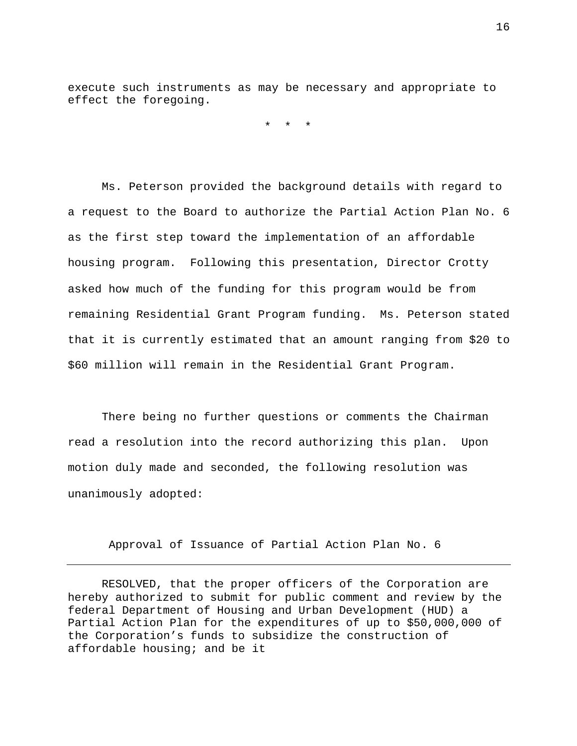execute such instruments as may be necessary and appropriate to effect the foregoing.

\*  \*  \*

Ms. Peterson provided the background details with regard to a request to the Board to authorize the Partial Action Plan No. 6 as the first step toward the implementation of an affordable housing program. Following this presentation, Director Crotty asked how much of the funding for this program would be from remaining Residential Grant Program funding. Ms. Peterson stated that it is currently estimated that an amount ranging from $20 to $60 million will remain in the Residential Grant Program.

There being no further questions or comments the Chairman read a resolution into the record authorizing this plan. Upon motion duly made and seconded, the following resolution was unanimously adopted:

Approval of Issuance of Partial Action Plan No. 6

---

RESOLVED, that the proper officers of the Corporation are hereby authorized to submit for public comment and review by the federal Department of Housing and Urban Development (HUD) a Partial Action Plan for the expenditures of up to $50,000,000 of the Corporation's funds to subsidize the construction of affordable housing; and be it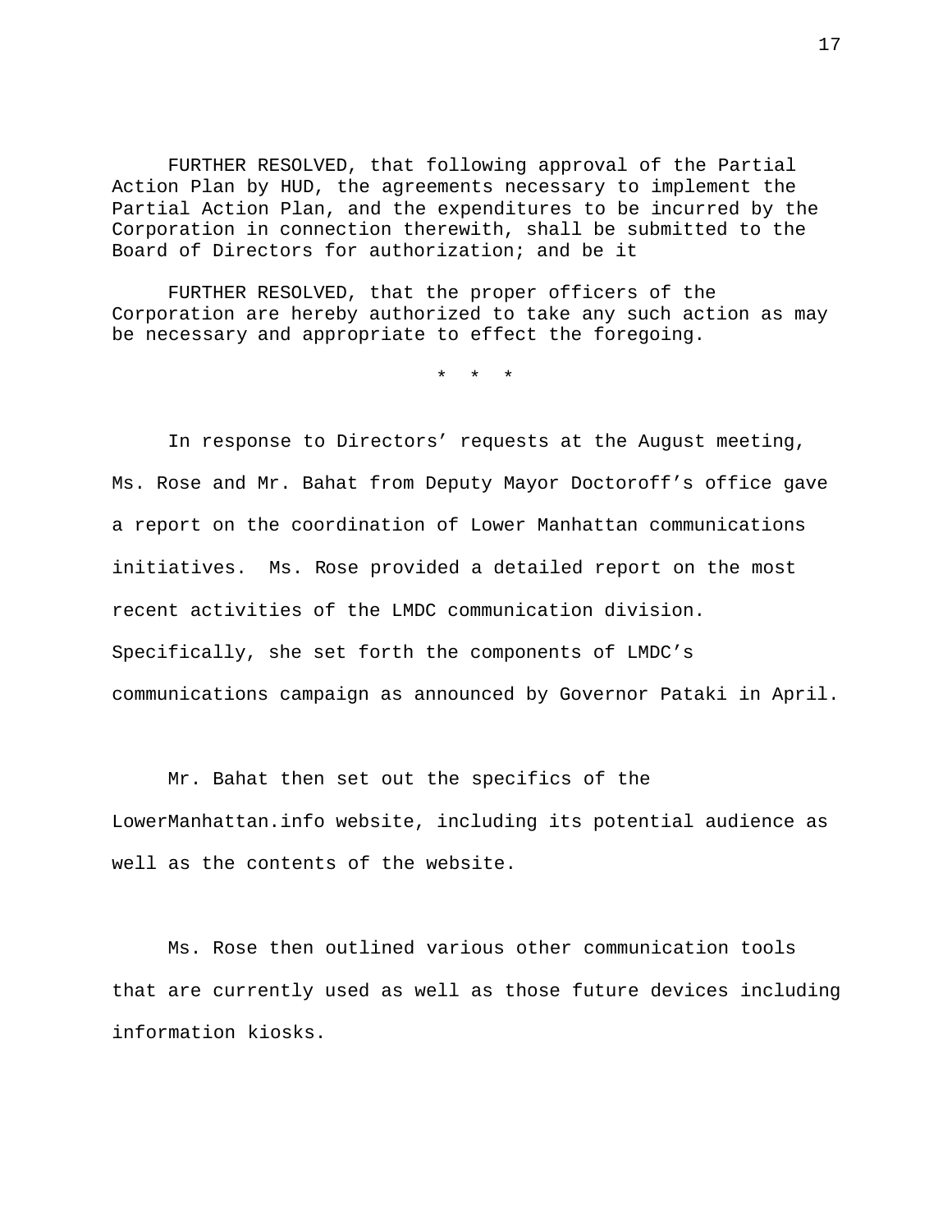FURTHER RESOLVED, that following approval of the Partial Action Plan by HUD, the agreements necessary to implement the Partial Action Plan, and the expenditures to be incurred by the Corporation in connection therewith, shall be submitted to the Board of Directors for authorization; and be it

FURTHER RESOLVED, that the proper officers of the Corporation are hereby authorized to take any such action as may be necessary and appropriate to effect the foregoing.

\* \* \*

In response to Directors' requests at the August meeting, Ms. Rose and Mr. Bahat from Deputy Mayor Doctoroff's office gave a report on the coordination of Lower Manhattan communications initiatives. Ms. Rose provided a detailed report on the most recent activities of the LMDC communication division. Specifically, she set forth the components of LMDC's communications campaign as announced by Governor Pataki in April.

Mr. Bahat then set out the specifics of the LowerManhattan.info website, including its potential audience as well as the contents of the website.

Ms. Rose then outlined various other communication tools that are currently used as well as those future devices including information kiosks.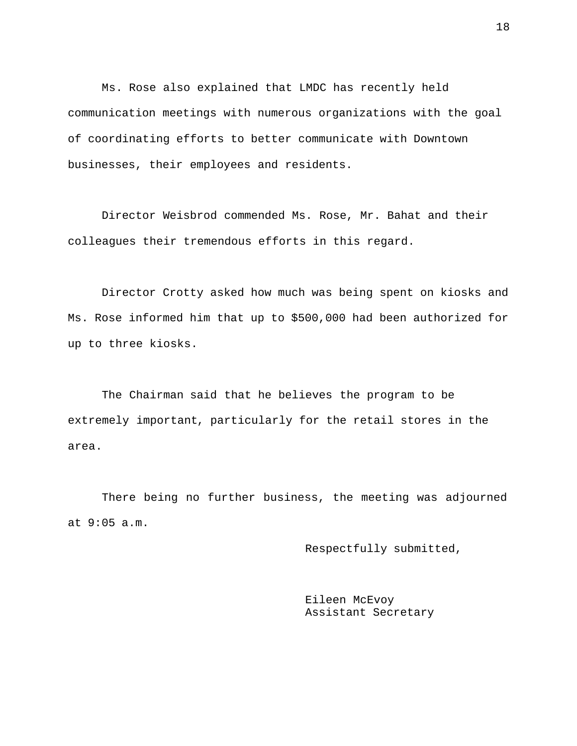Ms. Rose also explained that LMDC has recently held communication meetings with numerous organizations with the goal of coordinating efforts to better communicate with Downtown businesses, their employees and residents.

Director Weisbrod commended Ms. Rose, Mr. Bahat and their colleagues their tremendous efforts in this regard.

Director Crotty asked how much was being spent on kiosks and Ms. Rose informed him that up to $500,000 had been authorized for up to three kiosks.

The Chairman said that he believes the program to be extremely important, particularly for the retail stores in the area.

There being no further business, the meeting was adjourned at 9:05 a.m.

Respectfully submitted,

Eileen McEvoy
Assistant Secretary